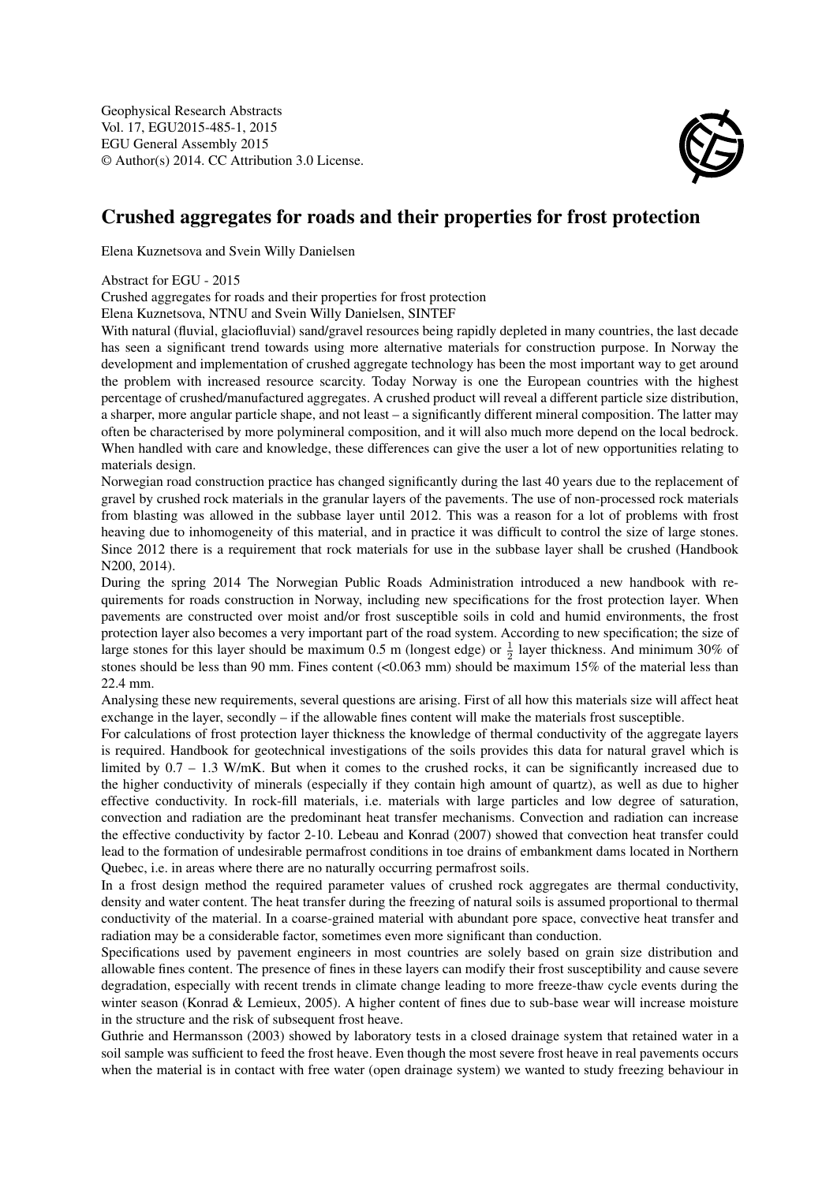Geophysical Research Abstracts
Vol. 17, EGU2015-485-1, 2015
EGU General Assembly 2015
© Author(s) 2014. CC Attribution 3.0 License.

# Crushed aggregates for roads and their properties for frost protection

Elena Kuznetsova and Svein Willy Danielsen

Abstract for EGU - 2015
Crushed aggregates for roads and their properties for frost protection
Elena Kuznetsova, NTNU and Svein Willy Danielsen, SINTEF

With natural (fluvial, glaciofluvial) sand/gravel resources being rapidly depleted in many countries, the last decade has seen a significant trend towards using more alternative materials for construction purpose. In Norway the development and implementation of crushed aggregate technology has been the most important way to get around the problem with increased resource scarcity. Today Norway is one the European countries with the highest percentage of crushed/manufactured aggregates. A crushed product will reveal a different particle size distribution, a sharper, more angular particle shape, and not least – a significantly different mineral composition. The latter may often be characterised by more polymineral composition, and it will also much more depend on the local bedrock. When handled with care and knowledge, these differences can give the user a lot of new opportunities relating to materials design.

Norwegian road construction practice has changed significantly during the last 40 years due to the replacement of gravel by crushed rock materials in the granular layers of the pavements. The use of non-processed rock materials from blasting was allowed in the subbase layer until 2012. This was a reason for a lot of problems with frost heaving due to inhomogeneity of this material, and in practice it was difficult to control the size of large stones. Since 2012 there is a requirement that rock materials for use in the subbase layer shall be crushed (Handbook N200, 2014).

During the spring 2014 The Norwegian Public Roads Administration introduced a new handbook with requirements for roads construction in Norway, including new specifications for the frost protection layer. When pavements are constructed over moist and/or frost susceptible soils in cold and humid environments, the frost protection layer also becomes a very important part of the road system. According to new specification; the size of large stones for this layer should be maximum 0.5 m (longest edge) or $\frac{1}{2}$ layer thickness. And minimum 30% of stones should be less than 90 mm. Fines content (<0.063 mm) should be maximum 15% of the material less than 22.4 mm.

Analysing these new requirements, several questions are arising. First of all how this materials size will affect heat exchange in the layer, secondly – if the allowable fines content will make the materials frost susceptible.

For calculations of frost protection layer thickness the knowledge of thermal conductivity of the aggregate layers is required. Handbook for geotechnical investigations of the soils provides this data for natural gravel which is limited by 0.7 – 1.3 W/mK. But when it comes to the crushed rocks, it can be significantly increased due to the higher conductivity of minerals (especially if they contain high amount of quartz), as well as due to higher effective conductivity. In rock-fill materials, i.e. materials with large particles and low degree of saturation, convection and radiation are the predominant heat transfer mechanisms. Convection and radiation can increase the effective conductivity by factor 2-10. Lebeau and Konrad (2007) showed that convection heat transfer could lead to the formation of undesirable permafrost conditions in toe drains of embankment dams located in Northern Quebec, i.e. in areas where there are no naturally occurring permafrost soils.

In a frost design method the required parameter values of crushed rock aggregates are thermal conductivity, density and water content. The heat transfer during the freezing of natural soils is assumed proportional to thermal conductivity of the material. In a coarse-grained material with abundant pore space, convective heat transfer and radiation may be a considerable factor, sometimes even more significant than conduction.

Specifications used by pavement engineers in most countries are solely based on grain size distribution and allowable fines content. The presence of fines in these layers can modify their frost susceptibility and cause severe degradation, especially with recent trends in climate change leading to more freeze-thaw cycle events during the winter season (Konrad & Lemieux, 2005). A higher content of fines due to sub-base wear will increase moisture in the structure and the risk of subsequent frost heave.

Guthrie and Hermansson (2003) showed by laboratory tests in a closed drainage system that retained water in a soil sample was sufficient to feed the frost heave. Even though the most severe frost heave in real pavements occurs when the material is in contact with free water (open drainage system) we wanted to study freezing behaviour in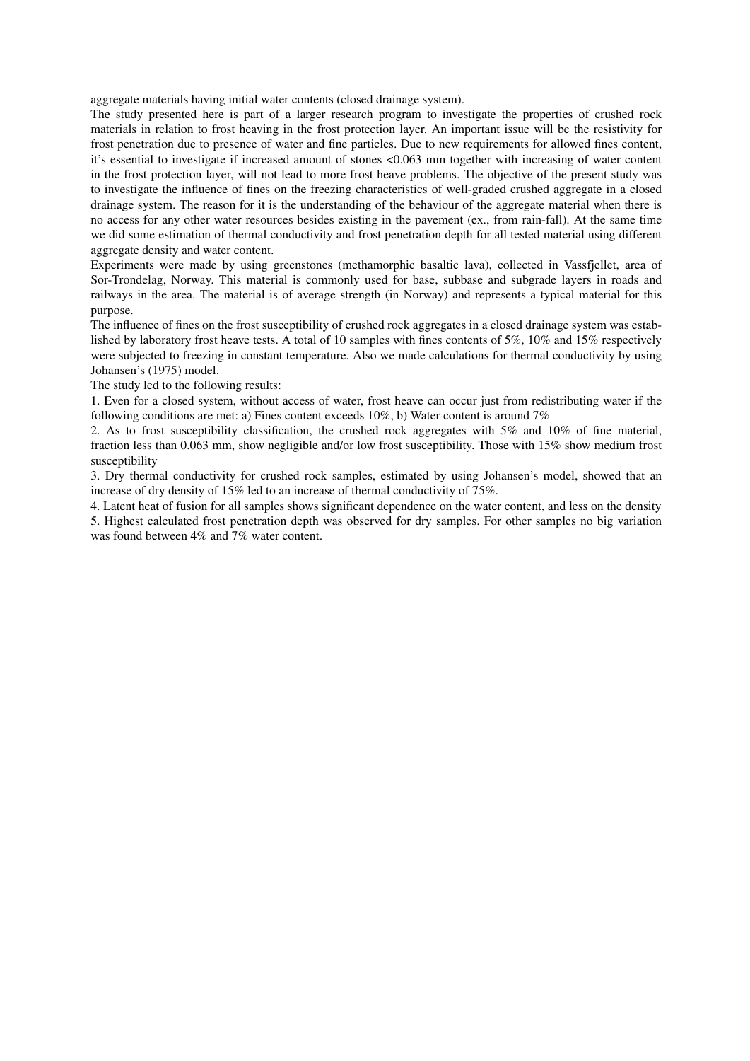aggregate materials having initial water contents (closed drainage system).

The study presented here is part of a larger research program to investigate the properties of crushed rock materials in relation to frost heaving in the frost protection layer. An important issue will be the resistivity for frost penetration due to presence of water and fine particles. Due to new requirements for allowed fines content, it's essential to investigate if increased amount of stones <0.063 mm together with increasing of water content in the frost protection layer, will not lead to more frost heave problems. The objective of the present study was to investigate the influence of fines on the freezing characteristics of well-graded crushed aggregate in a closed drainage system. The reason for it is the understanding of the behaviour of the aggregate material when there is no access for any other water resources besides existing in the pavement (ex., from rain-fall). At the same time we did some estimation of thermal conductivity and frost penetration depth for all tested material using different aggregate density and water content.

Experiments were made by using greenstones (methamorphic basaltic lava), collected in Vassfjellet, area of Sor-Trondelag, Norway. This material is commonly used for base, subbase and subgrade layers in roads and railways in the area. The material is of average strength (in Norway) and represents a typical material for this purpose.

The influence of fines on the frost susceptibility of crushed rock aggregates in a closed drainage system was established by laboratory frost heave tests. A total of 10 samples with fines contents of 5%, 10% and 15% respectively were subjected to freezing in constant temperature. Also we made calculations for thermal conductivity by using Johansen's (1975) model.

The study led to the following results:

1. Even for a closed system, without access of water, frost heave can occur just from redistributing water if the following conditions are met: a) Fines content exceeds 10%, b) Water content is around 7%
2. As to frost susceptibility classification, the crushed rock aggregates with 5% and 10% of fine material, fraction less than 0.063 mm, show negligible and/or low frost susceptibility. Those with 15% show medium frost susceptibility
3. Dry thermal conductivity for crushed rock samples, estimated by using Johansen's model, showed that an increase of dry density of 15% led to an increase of thermal conductivity of 75%.
4. Latent heat of fusion for all samples shows significant dependence on the water content, and less on the density
5. Highest calculated frost penetration depth was observed for dry samples. For other samples no big variation was found between 4% and 7% water content.